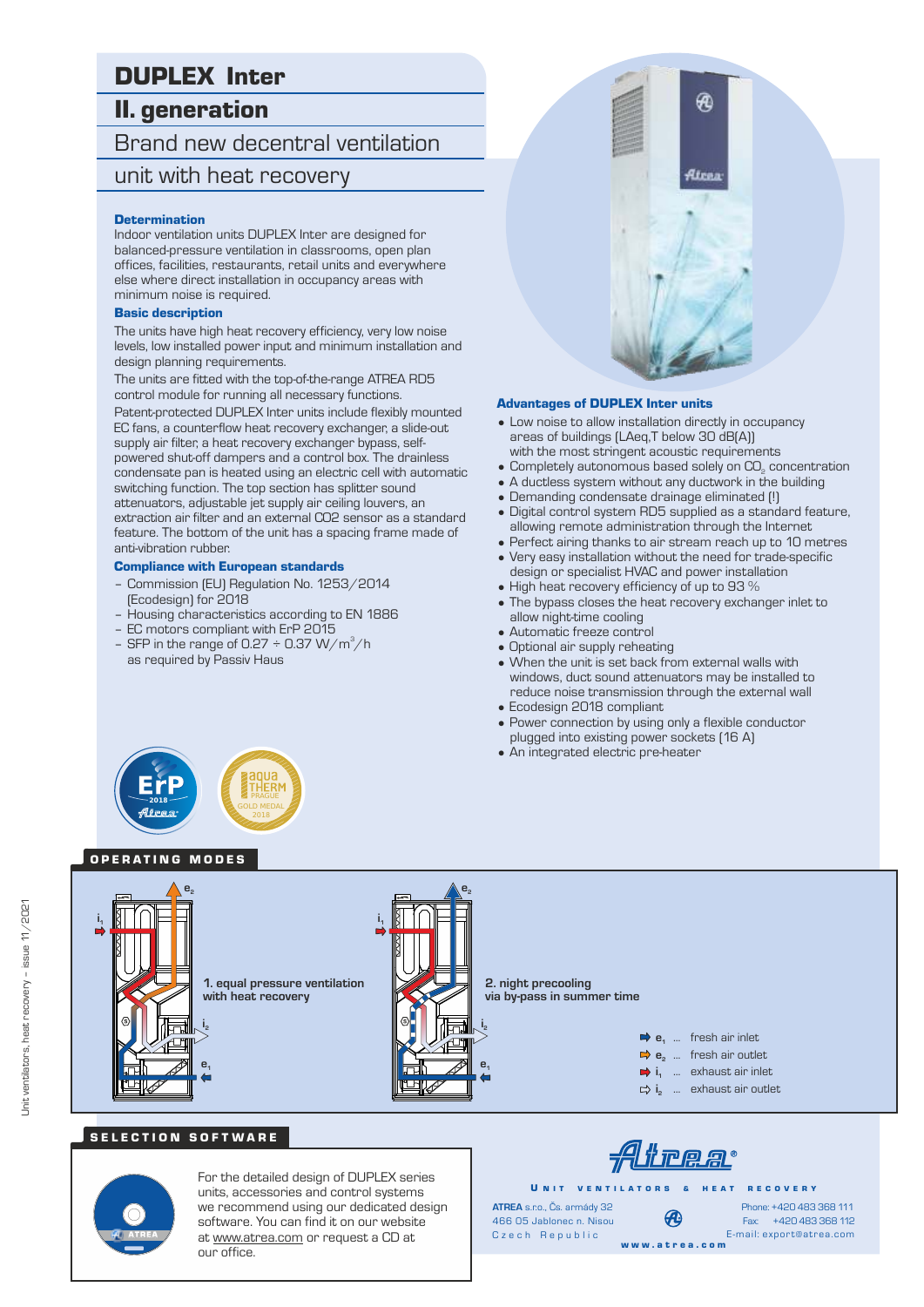# DUPLEX Inter

## II. generation

Brand new decentral ventilation unit with heat recovery

### Determination

Indoor ventilation units DUPLEX Inter are designed for balanced-pressure ventilation in classrooms, open plan offices, facilities, restaurants, retail units and everywhere else where direct installation in occupancy areas with minimum noise is required.

### Basic description

The units have high heat recovery efficiency, very low noise levels, low installed power input and minimum installation and design planning requirements.

The units are fitted with the top-of-the-range ATREA RD5 control module for running all necessary functions.

Patent-protected DUPLEX Inter units include flexibly mounted EC fans, a counterflow heat recovery exchanger, a slide-out supply air filter, a heat recovery exchanger bypass, self-powered shut-off dampers and a control box. The drainless condensate pan is heated using an electric cell with automatic switching function. The top section has splitter sound attenuators, adjustable jet supply air ceiling louvers, an extraction air filter and an external CO2 sensor as a standard feature. The bottom of the unit has a spacing frame made of anti-vibration rubber.

### Compliance with European standards

- Commission (EU) Regulation No. 1253/2014 (Ecodesign) for 2018
- Housing characteristics according to EN 1886
- EC motors compliant with ErP 2015
- SFP in the range of 0.27 ÷ 0.37 W/m$^3$/h as required by Passiv Haus

### Advantages of DUPLEX Inter units

- Low noise to allow installation directly in occupancy areas of buildings (LAeq,T below 30 dB(A)) with the most stringent acoustic requirements
- Completely autonomous based solely on $CO_2$ concentration
- A ductless system without any ductwork in the building
- Demanding condensate drainage eliminated (!)
- Digital control system RD5 supplied as a standard feature, allowing remote administration through the Internet
- Perfect airing thanks to air stream reach up to 10 metres
- Very easy installation without the need for trade-specific design or specialist HVAC and power installation
- High heat recovery efficiency of up to 93 %
- The bypass closes the heat recovery exchanger inlet to allow night-time cooling
- Automatic freeze control
- Optional air supply reheating
- When the unit is set back from external walls with windows, duct sound attenuators may be installed to reduce noise transmission through the external wall
- Ecodesign 2018 compliant
- Power connection by using only a flexible conductor plugged into existing power sockets (16 A)
- An integrated electric pre-heater

## OPERATING MODES

1. equal pressure ventilation with heat recovery

2. night precooling via by-pass in summer time

- $e_1$ ... fresh air inlet
- $e_2$ ... fresh air outlet
- $i_1$ ... exhaust air inlet
- $i_2$ ... exhaust air outlet

## SELECTION SOFTWARE

For the detailed design of DUPLEX series units, accessories and control systems we recommend using our dedicated design software. You can find it on our website at www.atrea.com or request a CD at our office.

Atrea®

UNIT VENTILATORS & HEAT RECOVERY

ATREA s.r.o., Čs. armády 32
466 05 Jablonec n. Nisou
Czech Republic

Phone: +420 483 368 111
Fax: +420 483 368 112
E-mail: export@atrea.com

www.atrea.com

Unit ventilators, heat recovery – issue 11/2021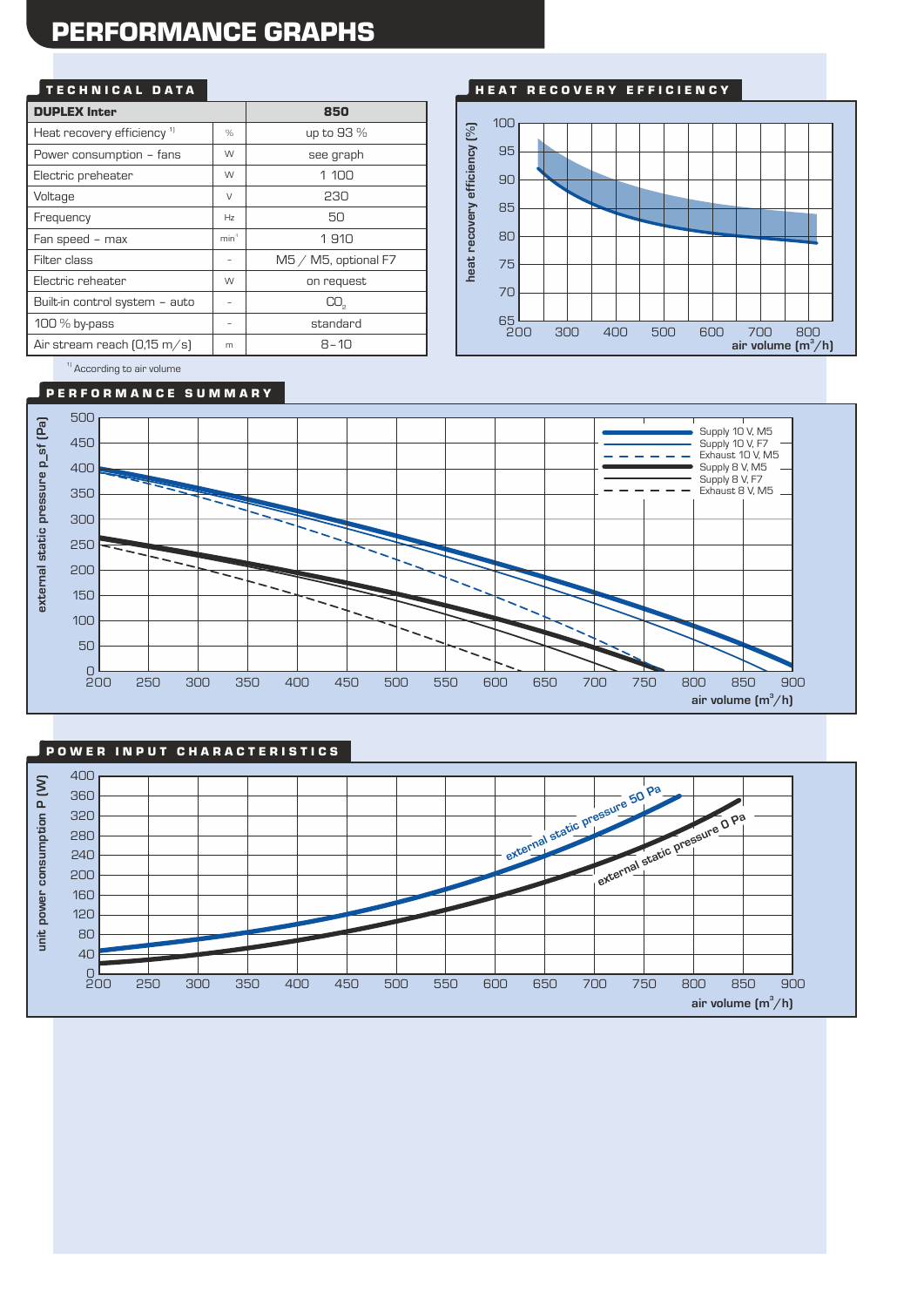# PERFORMANCE GRAPHS

## TECHNICAL DATA

| DUPLEX Inter | | 850 |
|---|---|---|
| Heat recovery efficiency [1] | % | up to 93 % |
| Power consumption – fans | W | see graph |
| Electric preheater | W | 1 100 |
| Voltage | V | 230 |
| Frequency | Hz | 50 |
| Fan speed – max | $min^{-1}$ | 1 910 |
| Filter class | – | M5 / M5, optional F7 |
| Electric reheater | W | on request |
| Built-in control system – auto | – | $CO_2$ |
| 100 % by-pass | – | standard |
| Air stream reach (0,15 m/s) | m | 8–10 |

[1] According to air volume

## HEAT RECOVERY EFFICIENCY

heat recovery efficiency (%)

air volume ($m^3$/h)

## PERFORMANCE SUMMARY

external static pressure p_sf (Pa)

- Supply 10 V, M5
- Supply 10 V, F7
- Exhaust 10 V, M5
- Supply 8 V, M5
- Supply 8 V, F7
- Exhaust 8 V, M5

air volume ($m^3$/h)

## POWER INPUT CHARACTERISTICS

unit power consumption P (W)

external static pressure 50 Pa

external static pressure 0 Pa

air volume ($m^3$/h)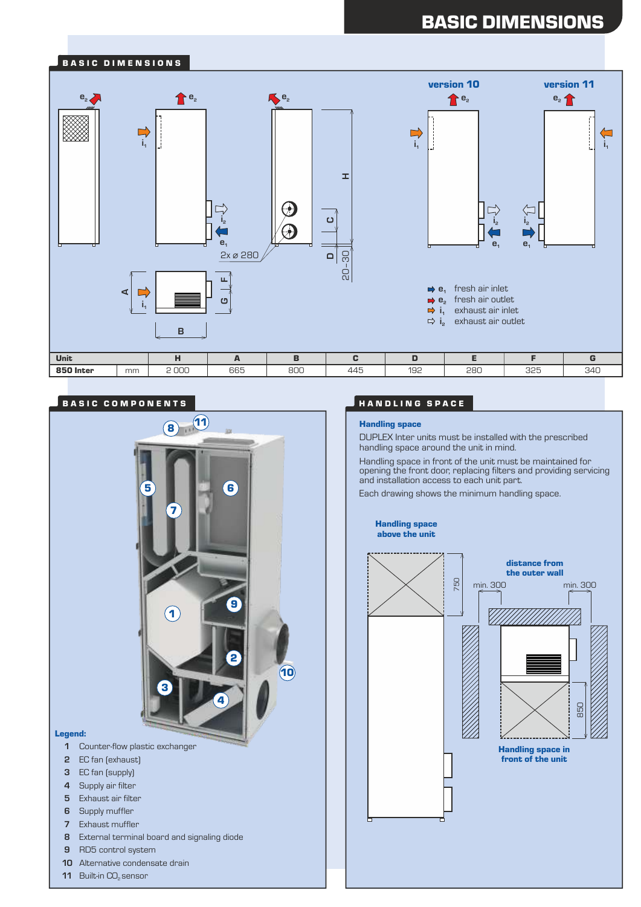# BASIC DIMENSIONS

## BASIC DIMENSIONS

version 10

version 11

2x ø 280

- $e_1$ fresh air inlet
- $e_2$ fresh air outlet
- $i_1$ exhaust air inlet
- $i_2$ exhaust air outlet

| Unit | | H | A | B | C | D | E | F | G |
|---|---|---|---|---|---|---|---|---|---|
| **850 Inter** | mm | 2 000 | 665 | 800 | 445 | 192 | 280 | 325 | 340 |

## BASIC COMPONENTS

**Legend:**

1. Counter-flow plastic exchanger
2. EC fan (exhaust)
3. EC fan (supply)
4. Supply air filter
5. Exhaust air filter
6. Supply muffler
7. Exhaust muffler
8. External terminal board and signaling diode
9. RD5 control system
10. Alternative condensate drain
11. Built-in $CO_2$ sensor

## HANDLING SPACE

**Handling space**

DUPLEX Inter units must be installed with the prescribed handling space around the unit in mind.

Handling space in front of the unit must be maintained for opening the front door, replacing filters and providing servicing and installation access to each unit part.

Each drawing shows the minimum handling space.

**Handling space above the unit**

750

**distance from the outer wall**

min. 300 min. 300

850

**Handling space in front of the unit**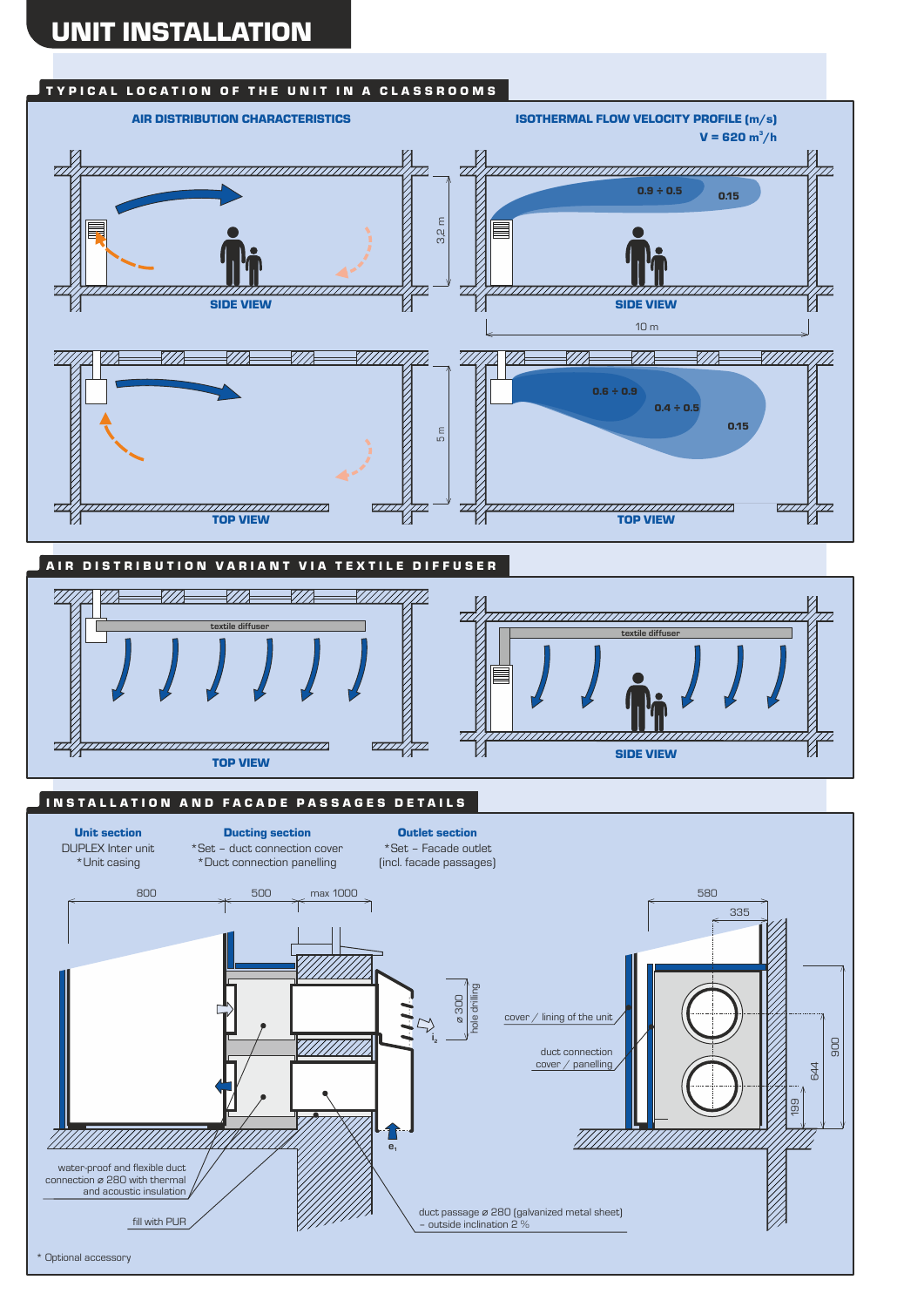# UNIT INSTALLATION

## TYPICAL LOCATION OF THE UNIT IN A CLASSROOMS

### AIR DISTRIBUTION CHARACTERISTICS

SIDE VIEW

3.2 m

TOP VIEW

5 m

### ISOTHERMAL FLOW VELOCITY PROFILE (m/s)

**V = 620 m³/h**

0.9 ÷ 0.5

0.15

SIDE VIEW

10 m

0.6 ÷ 0.9

0.4 ÷ 0.5

0.15

TOP VIEW

## AIR DISTRIBUTION VARIANT VIA TEXTILE DIFFUSER

textile diffuser

TOP VIEW

textile diffuser

SIDE VIEW

## INSTALLATION AND FACADE PASSAGES DETAILS

**Unit section**
DUPLEX Inter unit
*Unit casing

**Ducting section**
*Set – duct connection cover
*Duct connection panelling

**Outlet section**
*Set – Facade outlet
(incl. facade passages)

800 | 500 | max 1000

ø 300 hole drilling

$i_2$

$e_1$

water-proof and flexible duct connection ø 280 with thermal and acoustic insulation

fill with PUR

duct passage ø 280 (galvanized metal sheet) – outside inclination 2 %

580

335

cover / lining of the unit

duct connection cover / panelling

900

644

199

\* Optional accessory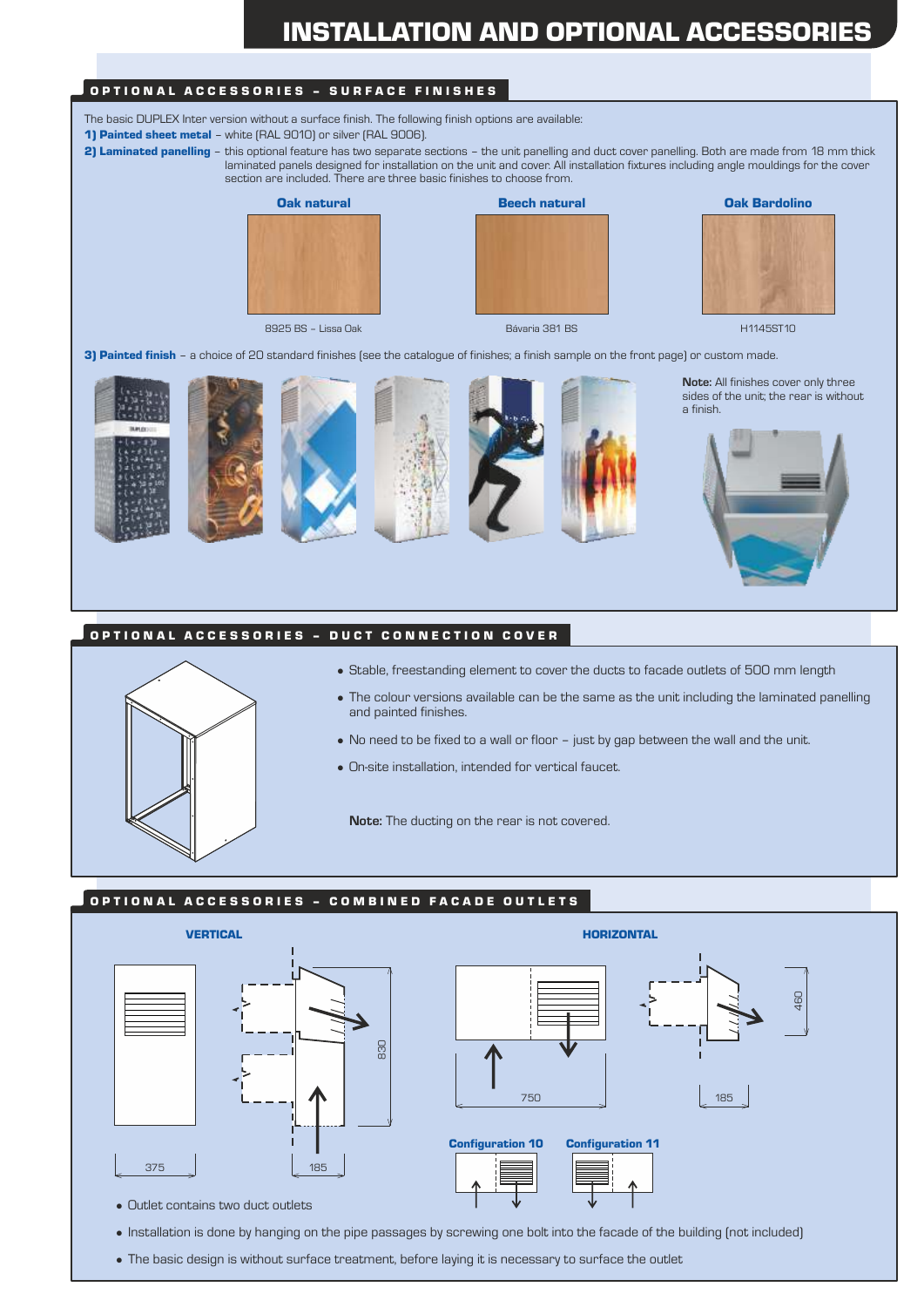# INSTALLATION AND OPTIONAL ACCESSORIES

## OPTIONAL ACCESSORIES – SURFACE FINISHES

The basic DUPLEX Inter version without a surface finish. The following finish options are available:

**1) Painted sheet metal** – white (RAL 9010) or silver (RAL 9006).

**2) Laminated panelling** – this optional feature has two separate sections – the unit panelling and duct cover panelling. Both are made from 18 mm thick laminated panels designed for installation on the unit and cover. All installation fixtures including angle mouldings for the cover section are included. There are three basic finishes to choose from.

| Oak natural | Beech natural | Oak Bardolino |
| --- | --- | --- |
| 8925 BS – Lissa Oak | Bávaria 381 BS | H1145ST10 |

**3) Painted finish** – a choice of 20 standard finishes (see the catalogue of finishes; a finish sample on the front page) or custom made.

**Note:** All finishes cover only three sides of the unit; the rear is without a finish.

## OPTIONAL ACCESSORIES – DUCT CONNECTION COVER

- Stable, freestanding element to cover the ducts to facade outlets of 500 mm length
- The colour versions available can be the same as the unit including the laminated panelling and painted finishes.
- No need to be fixed to a wall or floor – just by gap between the wall and the unit.
- On-site installation, intended for vertical faucet.

**Note:** The ducting on the rear is not covered.

## OPTIONAL ACCESSORIES – COMBINED FACADE OUTLETS

**VERTICAL**

375, 185, 830

**HORIZONTAL**

750, 185, 460

**Configuration 10** **Configuration 11**

- Outlet contains two duct outlets
- Installation is done by hanging on the pipe passages by screwing one bolt into the facade of the building (not included)
- The basic design is without surface treatment, before laying it is necessary to surface the outlet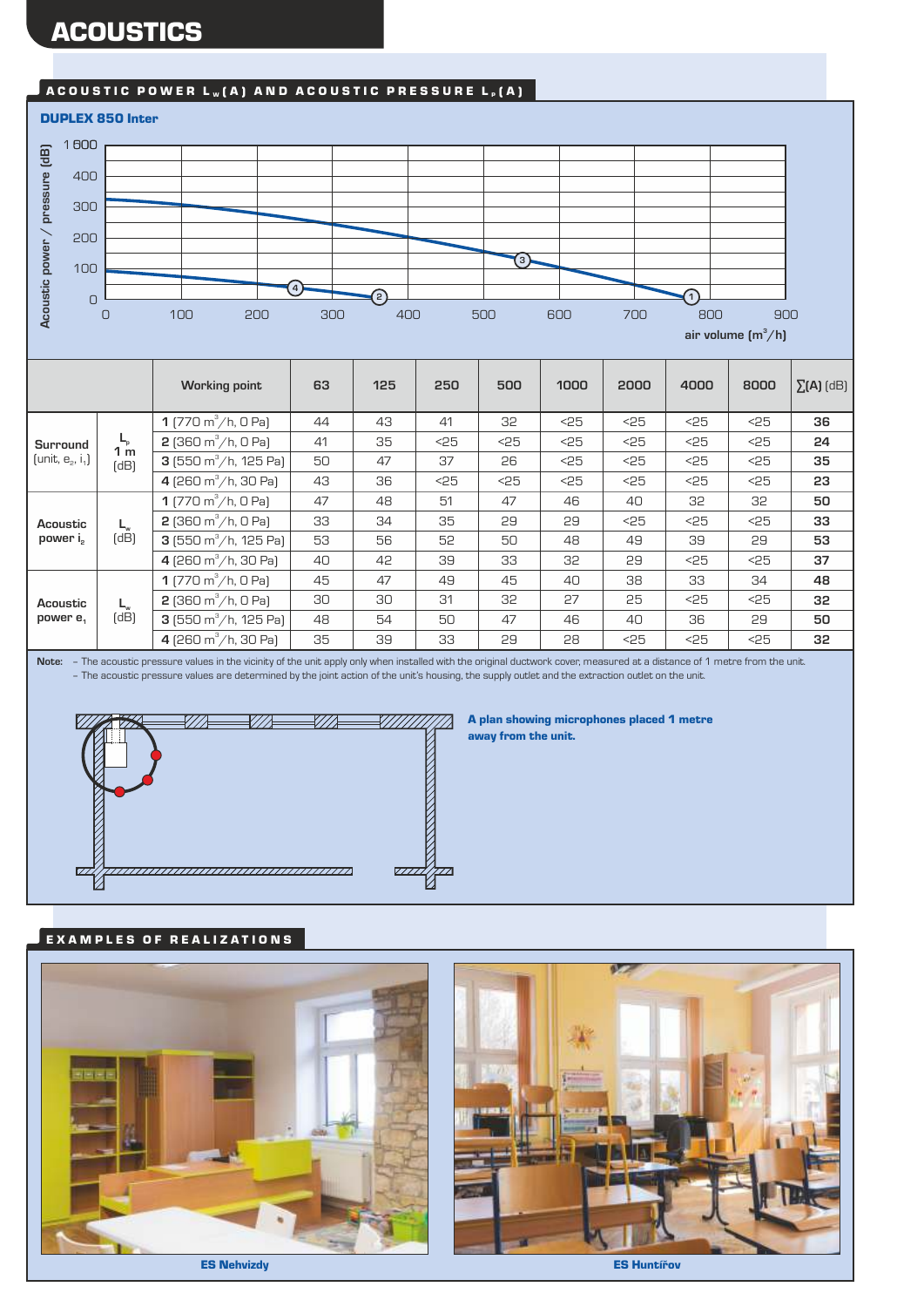# ACOUSTICS

## ACOUSTIC POWER $L_W$(A) AND ACOUSTIC PRESSURE $L_P$(A)

**DUPLEX 850 Inter**

| | | Working point | 63 | 125 | 250 | 500 | 1000 | 2000 | 4000 | 8000 | ∑(A) [dB] |
|---|---|---|---|---|---|---|---|---|---|---|---|
| **Surround** [unit, $e_2$, $i_1$] | $L_p$ 1 m [dB] | **1** [770 m³/h, 0 Pa] | 44 | 43 | 41 | 32 | <25 | <25 | <25 | <25 | **36** |
| | | **2** [360 m³/h, 0 Pa] | 41 | 35 | <25 | <25 | <25 | <25 | <25 | <25 | **24** |
| | | **3** [550 m³/h, 125 Pa] | 50 | 47 | 37 | 26 | <25 | <25 | <25 | <25 | **35** |
| | | **4** [260 m³/h, 30 Pa] | 43 | 36 | <25 | <25 | <25 | <25 | <25 | <25 | **23** |
| **Acoustic power $i_2$** | $L_w$ [dB] | **1** [770 m³/h, 0 Pa] | 47 | 48 | 51 | 47 | 46 | 40 | 32 | 32 | **50** |
| | | **2** [360 m³/h, 0 Pa] | 33 | 34 | 35 | 29 | 29 | <25 | <25 | <25 | **33** |
| | | **3** [550 m³/h, 125 Pa] | 53 | 56 | 52 | 50 | 48 | 49 | 39 | 29 | **53** |
| | | **4** [260 m³/h, 30 Pa] | 40 | 42 | 39 | 33 | 32 | 29 | <25 | <25 | **37** |
| **Acoustic power $e_1$** | $L_w$ [dB] | **1** [770 m³/h, 0 Pa] | 45 | 47 | 49 | 45 | 40 | 38 | 33 | 34 | **48** |
| | | **2** [360 m³/h, 0 Pa] | 30 | 30 | 31 | 32 | 27 | 25 | <25 | <25 | **32** |
| | | **3** [550 m³/h, 125 Pa] | 48 | 54 | 50 | 47 | 46 | 40 | 36 | 29 | **50** |
| | | **4** [260 m³/h, 30 Pa] | 35 | 39 | 33 | 29 | 28 | <25 | <25 | <25 | **32** |

**Note:**
- The acoustic pressure values in the vicinity of the unit apply only when installed with the original ductwork cover, measured at a distance of 1 metre from the unit.
- The acoustic pressure values are determined by the joint action of the unit's housing, the supply outlet and the extraction outlet on the unit.

**A plan showing microphones placed 1 metre away from the unit.**

## EXAMPLES OF REALIZATIONS

**ES Nehvizdy**

**ES Huntířov**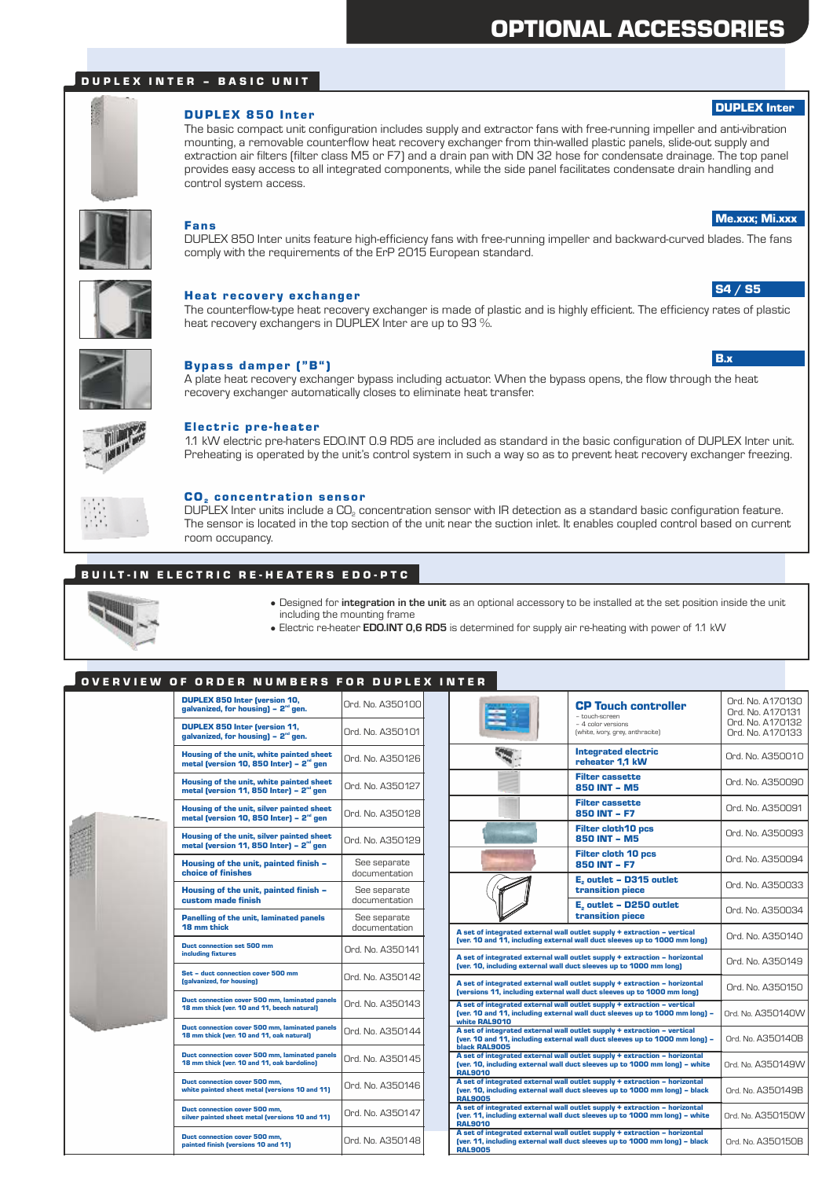# OPTIONAL ACCESSORIES

## DUPLEX INTER – BASIC UNIT

### DUPLEX 850 Inter

**DUPLEX Inter**

The basic compact unit configuration includes supply and extractor fans with free-running impeller and anti-vibration mounting, a removable counterflow heat recovery exchanger from thin-walled plastic panels, slide-out supply and extraction air filters (filter class M5 or F7) and a drain pan with DN 32 hose for condensate drainage. The top panel provides easy access to all integrated components, while the side panel facilitates condensate drain handling and control system access.

### Fans

**Me.xxx; Mi.xxx**

DUPLEX 850 Inter units feature high-efficiency fans with free-running impeller and backward-curved blades. The fans comply with the requirements of the ErP 2015 European standard.

### Heat recovery exchanger

**S4 / S5**

The counterflow-type heat recovery exchanger is made of plastic and is highly efficient. The efficiency rates of plastic heat recovery exchangers in DUPLEX Inter are up to 93 %.

### Bypass damper ("B")

**B.x**

A plate heat recovery exchanger bypass including actuator. When the bypass opens, the flow through the heat recovery exchanger automatically closes to eliminate heat transfer.

### Electric pre-heater

1.1 kW electric pre-haters EDO.INT 0.9 RD5 are included as standard in the basic configuration of DUPLEX Inter unit. Preheating is operated by the unit's control system in such a way so as to prevent heat recovery exchanger freezing.

### $CO_2$ concentration sensor

DUPLEX Inter units include a $CO_2$ concentration sensor with IR detection as a standard basic configuration feature. The sensor is located in the top section of the unit near the suction inlet. It enables coupled control based on current room occupancy.

## BUILT-IN ELECTRIC RE-HEATERS EDO-PTC

- Designed for **integration in the unit** as an optional accessory to be installed at the set position inside the unit including the mounting frame
- Electric re-heater **EDO.INT 0,6 RD5** is determined for supply air re-heating with power of 1.1 kW

## OVERVIEW OF ORDER NUMBERS FOR DUPLEX INTER

| Item | Order number |
|---|---|
| **DUPLEX 850 Inter (version 10, galvanized, for housing) – 2nd gen.** | Ord. No. A350100 |
| **DUPLEX 850 Inter (version 11, galvanized, for housing) – 2nd gen.** | Ord. No. A350101 |
| **Housing of the unit, white painted sheet metal (version 10, 850 Inter) – 2nd gen** | Ord. No. A350126 |
| **Housing of the unit, white painted sheet metal (version 11, 850 Inter) – 2nd gen** | Ord. No. A350127 |
| **Housing of the unit, silver painted sheet metal (version 10, 850 Inter) – 2nd gen** | Ord. No. A350128 |
| **Housing of the unit, silver painted sheet metal (version 11, 850 Inter) – 2nd gen** | Ord. No. A350129 |
| **Housing of the unit, painted finish – choice of finishes** | See separate documentation |
| **Housing of the unit, painted finish – custom made finish** | See separate documentation |
| **Panelling of the unit, laminated panels 18 mm thick** | See separate documentation |
| **Duct connection set 500 mm including fixtures** | Ord. No. A350141 |
| **Set – duct connection cover 500 mm (galvanized, for housing)** | Ord. No. A350142 |
| **Duct connection cover 500 mm, laminated panels 18 mm thick (ver. 10 and 11, beech natural)** | Ord. No. A350143 |
| **Duct connection cover 500 mm, laminated panels 18 mm thick (ver. 10 and 11, oak natural)** | Ord. No. A350144 |
| **Duct connection cover 500 mm, laminated panels 18 mm thick (ver. 10 and 11, oak bardolino)** | Ord. No. A350145 |
| **Duct connection cover 500 mm, white painted sheet metal (versions 10 and 11)** | Ord. No. A350146 |
| **Duct connection cover 500 mm, silver painted sheet metal (versions 10 and 11)** | Ord. No. A350147 |
| **Duct connection cover 500 mm, painted finish (versions 10 and 11)** | Ord. No. A350148 |

| Item | Order number |
|---|---|
| **CP Touch controller** – touch-screen – 4 color versions (white, ivory, grey, anthracite) | Ord. No. A170130<br>Ord. No. A170131<br>Ord. No. A170132<br>Ord. No. A170133 |
| **Integrated electric reheater 1,1 kW** | Ord. No. A350010 |
| **Filter cassette 850 INT – M5** | Ord. No. A350090 |
| **Filter cassette 850 INT – F7** | Ord. No. A350091 |
| **Filter cloth10 pcs 850 INT – M5** | Ord. No. A350093 |
| **Filter cloth 10 pcs 850 INT – F7** | Ord. No. A350094 |
| **$E_2$ outlet – D315 outlet transition piece** | Ord. No. A350033 |
| **$E_2$ outlet – D250 outlet transition piece** | Ord. No. A350034 |
| **A set of integrated external wall outlet supply + extraction – vertical (ver. 10 and 11, including external wall duct sleeves up to 1000 mm long)** | Ord. No. A350140 |
| **A set of integrated external wall outlet supply + extraction – horizontal (ver. 10, including external wall duct sleeves up to 1000 mm long)** | Ord. No. A350149 |
| **A set of integrated external wall outlet supply + extraction – horizontal (versions 11, including external wall duct sleeves up to 1000 mm long)** | Ord. No. A350150 |
| **A set of integrated external wall outlet supply + extraction – vertical (ver. 10 and 11, including external wall duct sleeves up to 1000 mm long) – white RAL9010** | Ord. No. A350140W |
| **A set of integrated external wall outlet supply + extraction – vertical (ver. 10 and 11, including external wall duct sleeves up to 1000 mm long) – black RAL9005** | Ord. No. A350140B |
| **A set of integrated external wall outlet supply + extraction – horizontal (ver. 10, including external wall duct sleeves up to 1000 mm long) – white RAL9010** | Ord. No. A350149W |
| **A set of integrated external wall outlet supply + extraction – horizontal (ver. 10, including external wall duct sleeves up to 1000 mm long) – black RAL9005** | Ord. No. A350149B |
| **A set of integrated external wall outlet supply + extraction – horizontal (ver. 11, including external wall duct sleeves up to 1000 mm long) – white RAL9010** | Ord. No. A350150W |
| **A set of integrated external wall outlet supply + extraction – horizontal (ver. 11, including external wall duct sleeves up to 1000 mm long) – black RAL9005** | Ord. No. A350150B |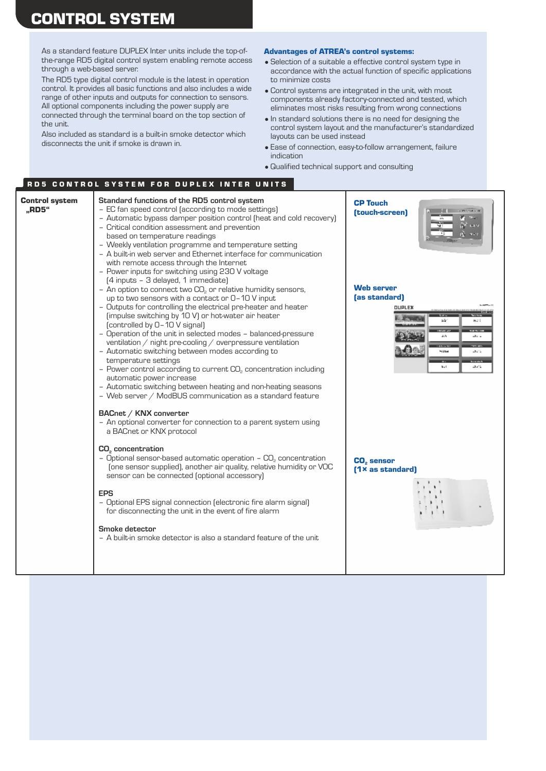# CONTROL SYSTEM

As a standard feature DUPLEX Inter units include the top-of-the-range RD5 digital control system enabling remote access through a web-based server.

The RD5 type digital control module is the latest in operation control. It provides all basic functions and also includes a wide range of other inputs and outputs for connection to sensors. All optional components including the power supply are connected through the terminal board on the top section of the unit.

Also included as standard is a built-in smoke detector which disconnects the unit if smoke is drawn in.

**Advantages of ATREA's control systems:**

- Selection of a suitable a effective control system type in accordance with the actual function of specific applications to minimize costs
- Control systems are integrated in the unit, with most components already factory-connected and tested, which eliminates most risks resulting from wrong connections
- In standard solutions there is no need for designing the control system layout and the manufacturer's standardized layouts can be used instead
- Ease of connection, easy-to-follow arrangement, failure indication
- Qualified technical support and consulting

## RD5 CONTROL SYSTEM FOR DUPLEX INTER UNITS

| | | |
|---|---|---|
| **Control system „RD5"** | **Standard functions of the RD5 control system**<br>– EC fan speed control (according to mode settings)<br>– Automatic bypass damper position control (heat and cold recovery)<br>– Critical condition assessment and prevention based on temperature readings<br>– Weekly ventilation programme and temperature setting<br>– A built-in web server and Ethernet interface for communication with remote access through the Internet<br>– Power inputs for switching using 230 V voltage (4 inputs – 3 delayed, 1 immediate)<br>– An option to connect two $CO_2$ or relative humidity sensors, up to two sensors with a contact or 0–10 V input<br>– Outputs for controlling the electrical pre-heater and heater (impulse switching by 10 V) or hot-water air heater (controlled by 0–10 V signal)<br>– Operation of the unit in selected modes – balanced-pressure ventilation / night pre-cooling / overpressure ventilation<br>– Automatic switching between modes according to temperature settings<br>– Power control according to current $CO_2$ concentration including automatic power increase<br>– Automatic switching between heating and non-heating seasons<br>– Web server / ModBUS communication as a standard feature<br><br>**BACnet / KNX converter**<br>– An optional converter for connection to a parent system using a BACnet or KNX protocol<br><br>**$CO_2$ concentration**<br>– Optional sensor-based automatic operation – $CO_2$ concentration (one sensor supplied), another air quality, relative humidity or VOC sensor can be connected (optional accessory)<br><br>**EPS**<br>– Optional EPS signal connection (electronic fire alarm signal) for disconnecting the unit in the event of fire alarm<br><br>**Smoke detector**<br>– A built-in smoke detector is also a standard feature of the unit | **CP Touch (touch-screen)**<br><br>**Web server (as standard)**<br><br>**$CO_2$ sensor (1× as standard)** |